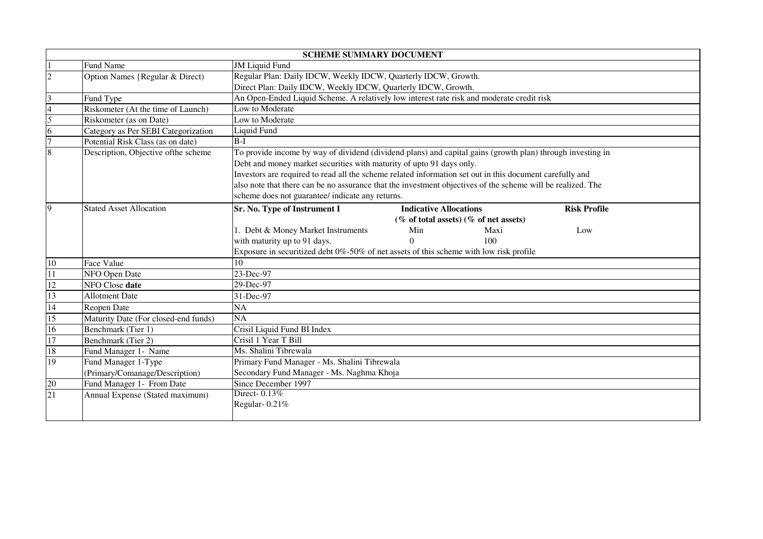| SCHEME SUMMARY DOCUMENT | | |
|---|---|---|
| 1 | Fund Name | JM Liquid Fund |
| 2 | Option Names {Regular & Direct) | Regular Plan: Daily IDCW, Weekly IDCW, Quarterly IDCW, Growth.<br>Direct Plan: Daily IDCW, Weekly IDCW, Quarterly IDCW, Growth. |
| 3 | Fund Type | An Open-Ended Liquid Scheme. A relatively low interest rate risk and moderate credit risk |
| 4 | Riskometer (At the time of Launch) | Low to Moderate |
| 5 | Riskometer (as on Date) | Low to Moderate |
| 6 | Category as Per SEBI Categorization | Liquid Fund |
| 7 | Potential Risk Class (as on date) | B-I |
| 8 | Description, Objective ofthe scheme | To provide income by way of dividend (dividend plans) and capital gains (growth plan) through investing in Debt and money market securities with maturity of upto 91 days only.<br>Investors are required to read all the scheme related information set out in this document carefully and also note that there can be no assurance that the investment objectives of the scheme will be realized. The scheme does not guarantee/ indicate any returns. |
| 9 | Stated Asset Allocation | **Sr. No. Type of Instrument I** — **Indicative Allocations (% of total assets) (% of net assets)** — **Risk Profile**<br>1. Debt & Money Market Instruments with maturity up to 91 days. — Min: 0 — Maxi: 100 — Low<br>Exposure in securitized debt 0%-50% of net assets of this scheme with low risk profile |
| 10 | Face Value | 10 |
| 11 | NFO Open Date | 23-Dec-97 |
| 12 | NFO Close **date** | 29-Dec-97 |
| 13 | Allotment Date | 31-Dec-97 |
| 14 | Reopen Date | NA |
| 15 | Maturity Date (For closed-end funds) | NA |
| 16 | Benchmark (Tier 1) | Crisil Liquid Fund BI Index |
| 17 | Benchmark (Tier 2) | Crisil 1 Year T Bill |
| 18 | Fund Manager 1- Name | Ms. Shalini Tibrewala |
| 19 | Fund Manager 1-Type (Primary/Comanage/Description) | Primary Fund Manager - Ms. Shalini Tibrewala<br>Secondary Fund Manager - Ms. Naghma Khoja |
| 20 | Fund Manager 1- From Date | Since December 1997 |
| 21 | Annual Expense (Stated maximum) | Direct- 0.13%<br>Regular- 0.21% |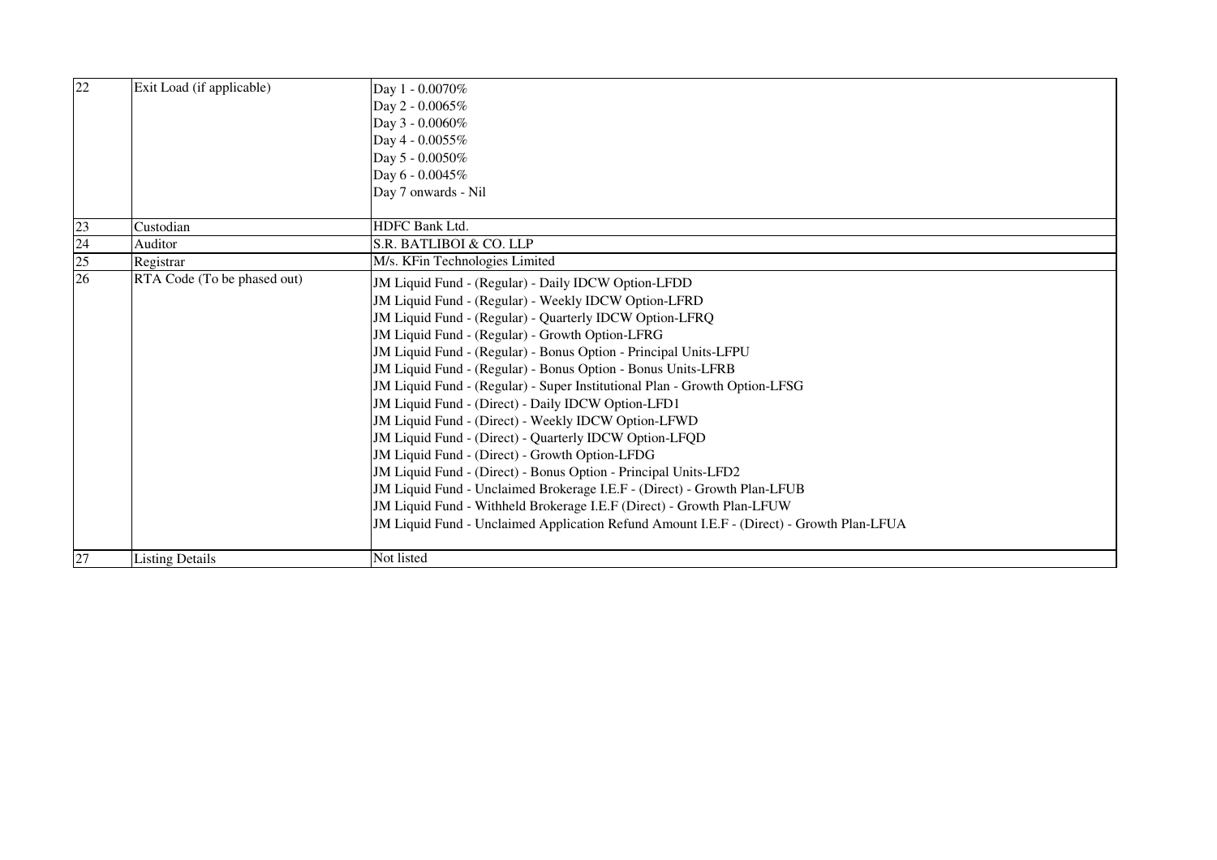| | | |
|---|---|---|
| 22 | Exit Load (if applicable) | Day 1 - 0.0070%<br>Day 2 - 0.0065%<br>Day 3 - 0.0060%<br>Day 4 - 0.0055%<br>Day 5 - 0.0050%<br>Day 6 - 0.0045%<br>Day 7 onwards - Nil |
| 23 | Custodian | HDFC Bank Ltd. |
| 24 | Auditor | S.R. BATLIBOI & CO. LLP |
| 25 | Registrar | M/s. KFin Technologies Limited |
| 26 | RTA Code (To be phased out) | JM Liquid Fund - (Regular) - Daily IDCW Option-LFDD<br>JM Liquid Fund - (Regular) - Weekly IDCW Option-LFRD<br>JM Liquid Fund - (Regular) - Quarterly IDCW Option-LFRQ<br>JM Liquid Fund - (Regular) - Growth Option-LFRG<br>JM Liquid Fund - (Regular) - Bonus Option - Principal Units-LFPU<br>JM Liquid Fund - (Regular) - Bonus Option - Bonus Units-LFRB<br>JM Liquid Fund - (Regular) - Super Institutional Plan - Growth Option-LFSG<br>JM Liquid Fund - (Direct) - Daily IDCW Option-LFD1<br>JM Liquid Fund - (Direct) - Weekly IDCW Option-LFWD<br>JM Liquid Fund - (Direct) - Quarterly IDCW Option-LFQD<br>JM Liquid Fund - (Direct) - Growth Option-LFDG<br>JM Liquid Fund - (Direct) - Bonus Option - Principal Units-LFD2<br>JM Liquid Fund - Unclaimed Brokerage I.E.F - (Direct) - Growth Plan-LFUB<br>JM Liquid Fund - Withheld Brokerage I.E.F (Direct) - Growth Plan-LFUW<br>JM Liquid Fund - Unclaimed Application Refund Amount I.E.F - (Direct) - Growth Plan-LFUA |
| 27 | Listing Details | Not listed |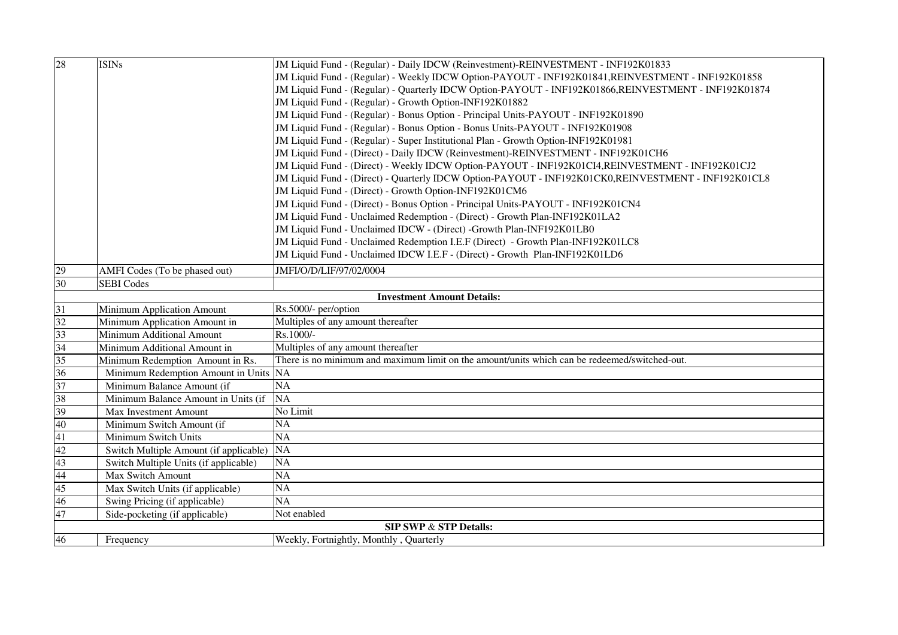| 28 | ISINs | JM Liquid Fund - (Regular) - Daily IDCW (Reinvestment)-REINVESTMENT - INF192K01833<br>JM Liquid Fund - (Regular) - Weekly IDCW Option-PAYOUT - INF192K01841,REINVESTMENT - INF192K01858<br>JM Liquid Fund - (Regular) - Quarterly IDCW Option-PAYOUT - INF192K01866,REINVESTMENT - INF192K01874<br>JM Liquid Fund - (Regular) - Growth Option-INF192K01882<br>JM Liquid Fund - (Regular) - Bonus Option - Principal Units-PAYOUT - INF192K01890<br>JM Liquid Fund - (Regular) - Bonus Option - Bonus Units-PAYOUT - INF192K01908<br>JM Liquid Fund - (Regular) - Super Institutional Plan - Growth Option-INF192K01981<br>JM Liquid Fund - (Direct) - Daily IDCW (Reinvestment)-REINVESTMENT - INF192K01CH6<br>JM Liquid Fund - (Direct) - Weekly IDCW Option-PAYOUT - INF192K01CI4,REINVESTMENT - INF192K01CJ2<br>JM Liquid Fund - (Direct) - Quarterly IDCW Option-PAYOUT - INF192K01CK0,REINVESTMENT - INF192K01CL8<br>JM Liquid Fund - (Direct) - Growth Option-INF192K01CM6<br>JM Liquid Fund - (Direct) - Bonus Option - Principal Units-PAYOUT - INF192K01CN4<br>JM Liquid Fund - Unclaimed Redemption - (Direct) - Growth Plan-INF192K01LA2<br>JM Liquid Fund - Unclaimed IDCW - (Direct) -Growth Plan-INF192K01LB0<br>JM Liquid Fund - Unclaimed Redemption I.E.F (Direct) - Growth Plan-INF192K01LC8<br>JM Liquid Fund - Unclaimed IDCW I.E.F - (Direct) - Growth Plan-INF192K01LD6 |
|---|---|---|
| 29 | AMFI Codes (To be phased out) | JMFI/O/D/LIF/97/02/0004 |
| 30 | SEBI Codes | |
| | | **Investment Amount Details:** |
| 31 | Minimum Application Amount | Rs.5000/- per/option |
| 32 | Minimum Application Amount in | Multiples of any amount thereafter |
| 33 | Minimum Additional Amount | Rs.1000/- |
| 34 | Minimum Additional Amount in | Multiples of any amount thereafter |
| 35 | Minimum Redemption Amount in Rs. | There is no minimum and maximum limit on the amount/units which can be redeemed/switched-out. |
| 36 | Minimum Redemption Amount in Units | NA |
| 37 | Minimum Balance Amount (if | NA |
| 38 | Minimum Balance Amount in Units (if | NA |
| 39 | Max Investment Amount | No Limit |
| 40 | Minimum Switch Amount (if | NA |
| 41 | Minimum Switch Units | NA |
| 42 | Switch Multiple Amount (if applicable) | NA |
| 43 | Switch Multiple Units (if applicable) | NA |
| 44 | Max Switch Amount | NA |
| 45 | Max Switch Units (if applicable) | NA |
| 46 | Swing Pricing (if applicable) | NA |
| 47 | Side-pocketing (if applicable) | Not enabled |
| | | **SIP SWP & STP Detalls:** |
| 46 | Frequency | Weekly, Fortnightly, Monthly , Quarterly |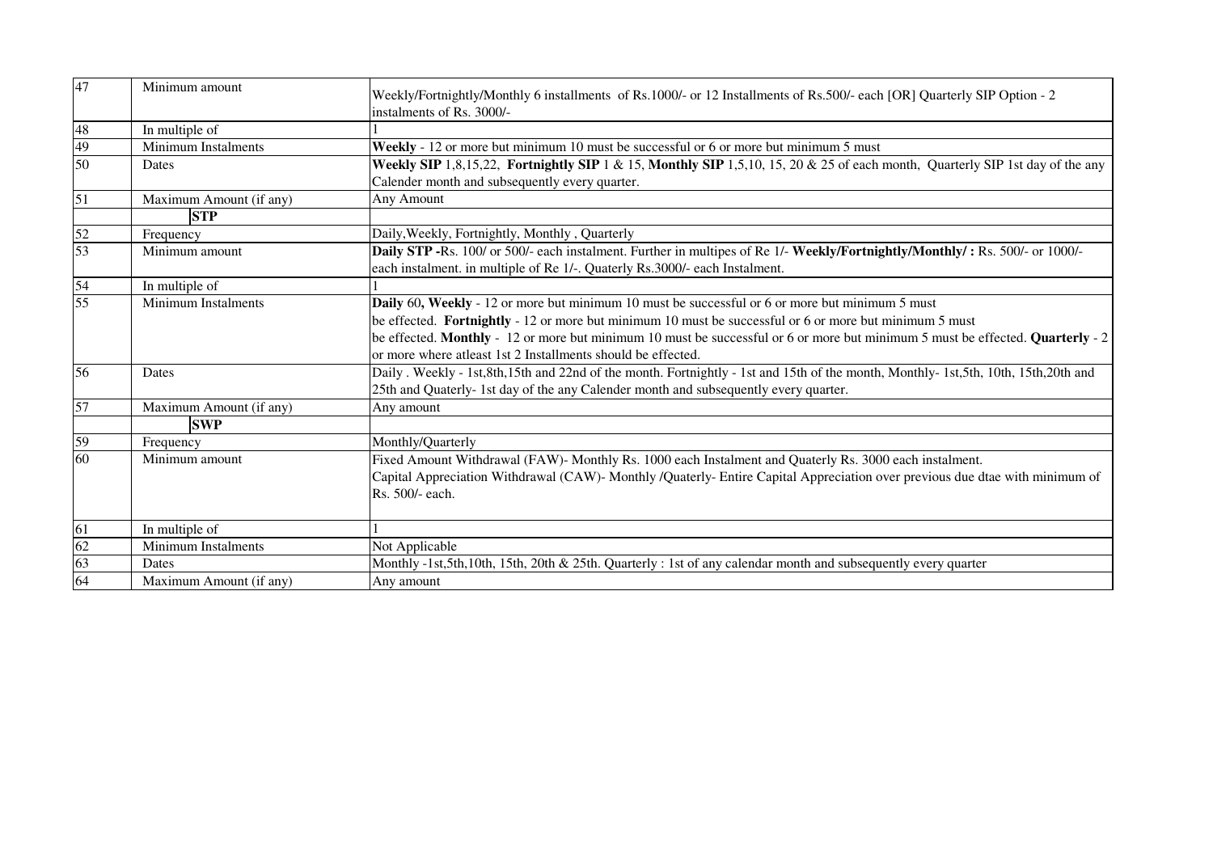| | | |
|---|---|---|
| 47 | Minimum amount | Weekly/Fortnightly/Monthly 6 installments of Rs.1000/- or 12 Installments of Rs.500/- each [OR] Quarterly SIP Option - 2 instalments of Rs. 3000/- |
| 48 | In multiple of | 1 |
| 49 | Minimum Instalments | **Weekly** - 12 or more but minimum 10 must be successful or 6 or more but minimum 5 must |
| 50 | Dates | **Weekly SIP** 1,8,15,22, **Fortnightly SIP** 1 & 15, **Monthly SIP** 1,5,10, 15, 20 & 25 of each month, Quarterly SIP 1st day of the any Calender month and subsequently every quarter. |
| 51 | Maximum Amount (if any) | Any Amount |
| | **STP** | |
| 52 | Frequency | Daily,Weekly, Fortnightly, Monthly , Quarterly |
| 53 | Minimum amount | **Daily STP -**Rs. 100/ or 500/- each instalment. Further in multipes of Re 1/- **Weekly/Fortnightly/Monthly/ :** Rs. 500/- or 1000/- each instalment. in multiple of Re 1/-. Quaterly Rs.3000/- each Instalment. |
| 54 | In multiple of | 1 |
| 55 | Minimum Instalments | **Daily** 60**, Weekly** - 12 or more but minimum 10 must be successful or 6 or more but minimum 5 must be effected. **Fortnightly** - 12 or more but minimum 10 must be successful or 6 or more but minimum 5 must be effected. **Monthly** - 12 or more but minimum 10 must be successful or 6 or more but minimum 5 must be effected. **Quarterly** - 2 or more where atleast 1st 2 Installments should be effected. |
| 56 | Dates | Daily . Weekly - 1st,8th,15th and 22nd of the month. Fortnightly - 1st and 15th of the month, Monthly- 1st,5th, 10th, 15th,20th and 25th and Quaterly- 1st day of the any Calender month and subsequently every quarter. |
| 57 | Maximum Amount (if any) | Any amount |
| | **SWP** | |
| 59 | Frequency | Monthly/Quarterly |
| 60 | Minimum amount | Fixed Amount Withdrawal (FAW)- Monthly Rs. 1000 each Instalment and Quaterly Rs. 3000 each instalment. Capital Appreciation Withdrawal (CAW)- Monthly /Quaterly- Entire Capital Appreciation over previous due dtae with minimum of Rs. 500/- each. |
| 61 | In multiple of | 1 |
| 62 | Minimum Instalments | Not Applicable |
| 63 | Dates | Monthly -1st,5th,10th, 15th, 20th & 25th. Quarterly : 1st of any calendar month and subsequently every quarter |
| 64 | Maximum Amount (if any) | Any amount |